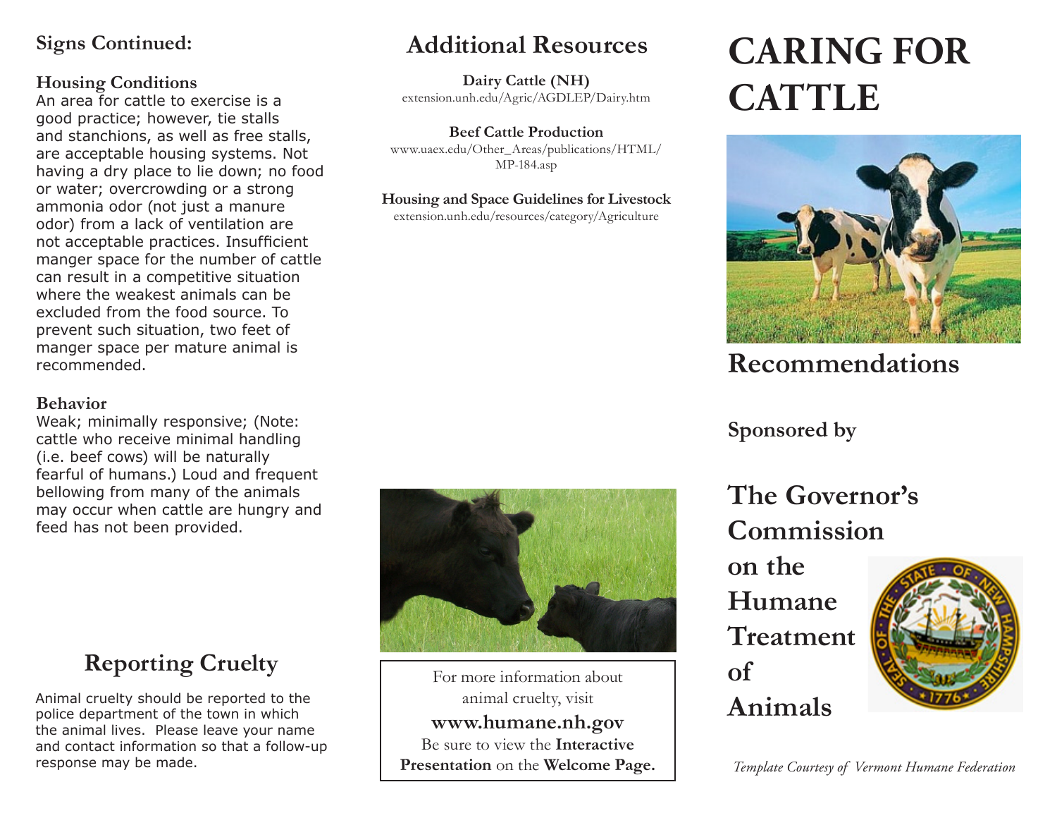**Signs Continued:**

### Housing Conditions

An area for cattle to exercise is a good practice; however, tie stalls and stanchions, as well as free stalls, are acceptable housing systems. Not having a dry place to lie down; no food or water; overcrowding or a strong ammonia odor (not just a manure odor) from a lack of ventilation are not acceptable practices. Insufficient manger space for the number of cattle can result in a competitive situation where the weakest animals can be excluded from the food source. To prevent such situation, two feet of manger space per mature animal is recommended.

### Behavior

Weak; minimally responsive; (Note: cattle who receive minimal handling (i.e. beef cows) will be naturally fearful of humans.) Loud and frequent bellowing from many of the animals may occur when cattle are hungry and feed has not been provided.

## Reporting Cruelty

Animal cruelty should be reported to the police department of the town in which the animal lives. Please leave your name and contact information so that a follow-up response may be made.

## Additional Resources

**Dairy Cattle (NH)**
extension.unh.edu/Agric/AGDLEP/Dairy.htm

**Beef Cattle Production**
www.uaex.edu/Other_Areas/publications/HTML/MP-184.asp

**Housing and Space Guidelines for Livestock**
extension.unh.edu/resources/category/Agriculture

For more information about animal cruelty, visit
**www.humane.nh.gov**
Be sure to view the **Interactive Presentation** on the **Welcome Page.**

# CARING FOR CATTLE

## Recommendations

**Sponsored by**

## The Governor's Commission on the Humane Treatment of Animals

*Template Courtesy of Vermont Humane Federation*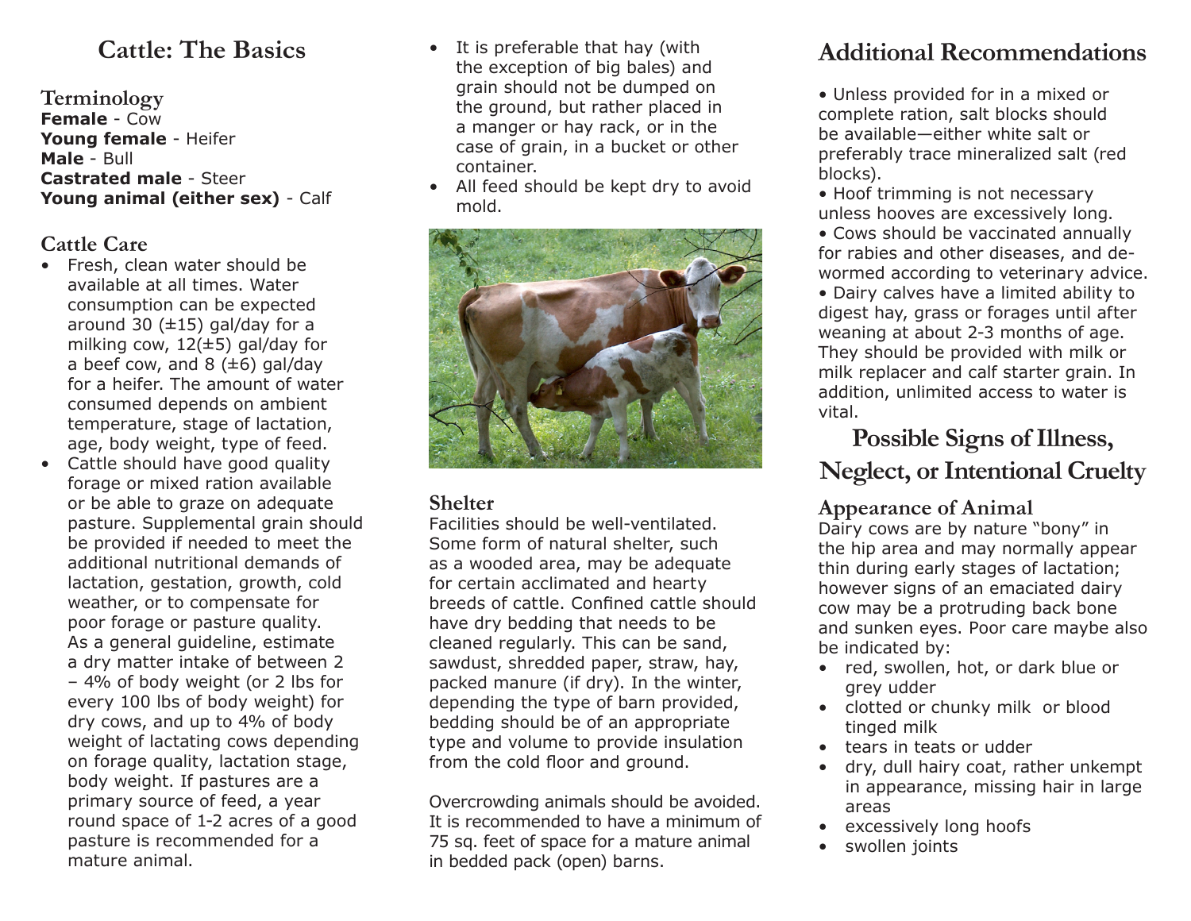# Cattle: The Basics

## Terminology

**Female** - Cow
**Young female** - Heifer
**Male** - Bull
**Castrated male** - Steer
**Young animal (either sex)** - Calf

## Cattle Care

- Fresh, clean water should be available at all times. Water consumption can be expected around 30 (±15) gal/day for a milking cow, 12(±5) gal/day for a beef cow, and 8 (±6) gal/day for a heifer. The amount of water consumed depends on ambient temperature, stage of lactation, age, body weight, type of feed.
- Cattle should have good quality forage or mixed ration available or be able to graze on adequate pasture. Supplemental grain should be provided if needed to meet the additional nutritional demands of lactation, gestation, growth, cold weather, or to compensate for poor forage or pasture quality. As a general guideline, estimate a dry matter intake of between 2 – 4% of body weight (or 2 lbs for every 100 lbs of body weight) for dry cows, and up to 4% of body weight of lactating cows depending on forage quality, lactation stage, body weight. If pastures are a primary source of feed, a year round space of 1-2 acres of a good pasture is recommended for a mature animal.
- It is preferable that hay (with the exception of big bales) and grain should not be dumped on the ground, but rather placed in a manger or hay rack, or in the case of grain, in a bucket or other container.
- All feed should be kept dry to avoid mold.

## Shelter

Facilities should be well-ventilated. Some form of natural shelter, such as a wooded area, may be adequate for certain acclimated and hearty breeds of cattle. Confined cattle should have dry bedding that needs to be cleaned regularly. This can be sand, sawdust, shredded paper, straw, hay, packed manure (if dry). In the winter, depending the type of barn provided, bedding should be of an appropriate type and volume to provide insulation from the cold floor and ground.

Overcrowding animals should be avoided. It is recommended to have a minimum of 75 sq. feet of space for a mature animal in bedded pack (open) barns.

# Additional Recommendations

- Unless provided for in a mixed or complete ration, salt blocks should be available—either white salt or preferably trace mineralized salt (red blocks).
- Hoof trimming is not necessary unless hooves are excessively long.
- Cows should be vaccinated annually for rabies and other diseases, and de-wormed according to veterinary advice.
- Dairy calves have a limited ability to digest hay, grass or forages until after weaning at about 2-3 months of age. They should be provided with milk or milk replacer and calf starter grain. In addition, unlimited access to water is vital.

# Possible Signs of Illness, Neglect, or Intentional Cruelty

## Appearance of Animal

Dairy cows are by nature "bony" in the hip area and may normally appear thin during early stages of lactation; however signs of an emaciated dairy cow may be a protruding back bone and sunken eyes. Poor care maybe also be indicated by:

- red, swollen, hot, or dark blue or grey udder
- clotted or chunky milk or blood tinged milk
- tears in teats or udder
- dry, dull hairy coat, rather unkempt in appearance, missing hair in large areas
- excessively long hoofs
- swollen joints